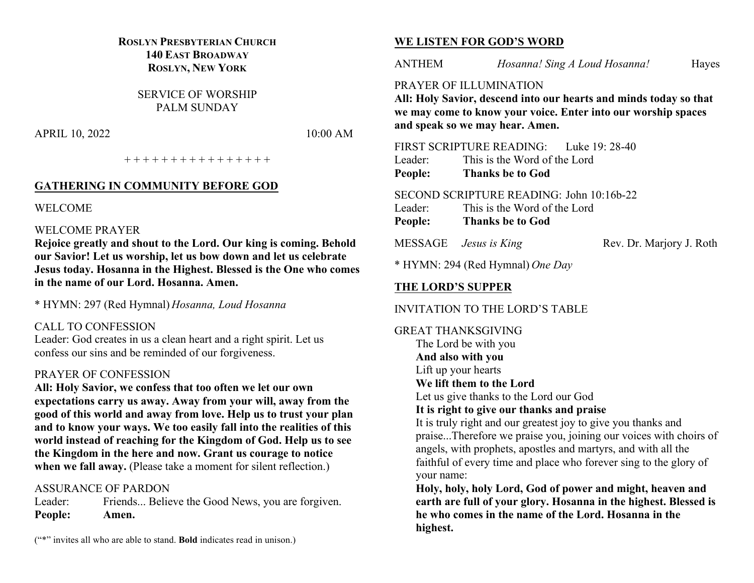**ROSLYN PRESBYTERIAN CHURCH**
**140 EAST BROADWAY**
**ROSLYN, NEW YORK**

SERVICE OF WORSHIP
PALM SUNDAY

APRIL 10, 2022 10:00 AM

+ + + + + + + + + + + + + + + +

## GATHERING IN COMMUNITY BEFORE GOD

WELCOME

WELCOME PRAYER
**Rejoice greatly and shout to the Lord. Our king is coming. Behold our Savior! Let us worship, let us bow down and let us celebrate Jesus today. Hosanna in the Highest. Blessed is the One who comes in the name of our Lord. Hosanna. Amen.**

\* HYMN: 297 (Red Hymnal) *Hosanna, Loud Hosanna*

CALL TO CONFESSION
Leader: God creates in us a clean heart and a right spirit. Let us confess our sins and be reminded of our forgiveness.

PRAYER OF CONFESSION
**All: Holy Savior, we confess that too often we let our own expectations carry us away. Away from your will, away from the good of this world and away from love. Help us to trust your plan and to know your ways. We too easily fall into the realities of this world instead of reaching for the Kingdom of God. Help us to see the Kingdom in the here and now. Grant us courage to notice when we fall away.** (Please take a moment for silent reflection.)

ASSURANCE OF PARDON
Leader: Friends... Believe the Good News, you are forgiven.
**People: Amen.**

("\*" invites all who are able to stand. **Bold** indicates read in unison.)

## WE LISTEN FOR GOD'S WORD

ANTHEM *Hosanna! Sing A Loud Hosanna!* Hayes

PRAYER OF ILLUMINATION
**All: Holy Savior, descend into our hearts and minds today so that we may come to know your voice. Enter into our worship spaces and speak so we may hear. Amen.**

FIRST SCRIPTURE READING: Luke 19: 28-40
Leader: This is the Word of the Lord
**People: Thanks be to God**

SECOND SCRIPTURE READING: John 10:16b-22
Leader: This is the Word of the Lord
**People: Thanks be to God**

MESSAGE *Jesus is King* Rev. Dr. Marjory J. Roth

\* HYMN: 294 (Red Hymnal) *One Day*

## THE LORD'S SUPPER

INVITATION TO THE LORD'S TABLE

GREAT THANKSGIVING
The Lord be with you
**And also with you**
Lift up your hearts
**We lift them to the Lord**
Let us give thanks to the Lord our God
**It is right to give our thanks and praise**
It is truly right and our greatest joy to give you thanks and praise...Therefore we praise you, joining our voices with choirs of angels, with prophets, apostles and martyrs, and with all the faithful of every time and place who forever sing to the glory of your name:
**Holy, holy, holy Lord, God of power and might, heaven and earth are full of your glory. Hosanna in the highest. Blessed is he who comes in the name of the Lord. Hosanna in the highest.**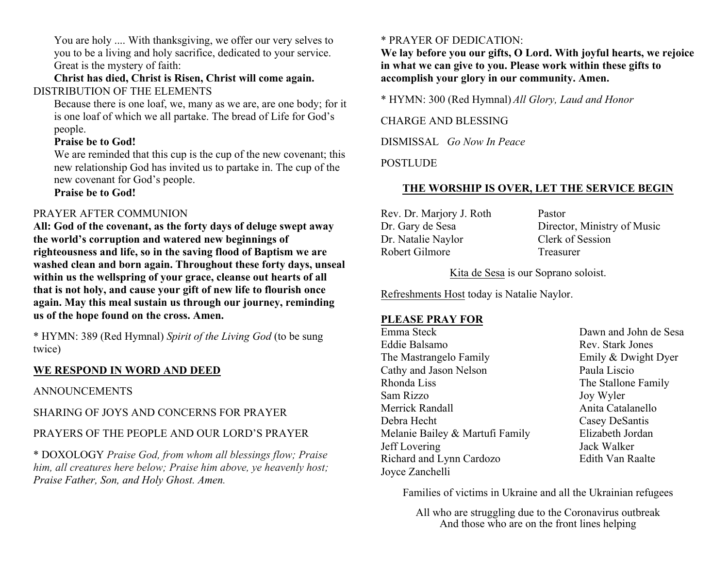You are holy .... With thanksgiving, we offer our very selves to you to be a living and holy sacrifice, dedicated to your service. Great is the mystery of faith:

**Christ has died, Christ is Risen, Christ will come again.**

DISTRIBUTION OF THE ELEMENTS

Because there is one loaf, we, many as we are, are one body; for it is one loaf of which we all partake. The bread of Life for God's people.

**Praise be to God!**

We are reminded that this cup is the cup of the new covenant; this new relationship God has invited us to partake in. The cup of the new covenant for God's people.

**Praise be to God!**

PRAYER AFTER COMMUNION

**All: God of the covenant, as the forty days of deluge swept away the world's corruption and watered new beginnings of righteousness and life, so in the saving flood of Baptism we are washed clean and born again. Throughout these forty days, unseal within us the wellspring of your grace, cleanse out hearts of all that is not holy, and cause your gift of new life to flourish once again. May this meal sustain us through our journey, reminding us of the hope found on the cross. Amen.**

* HYMN: 389 (Red Hymnal) *Spirit of the Living God* (to be sung twice)

## WE RESPOND IN WORD AND DEED

ANNOUNCEMENTS

SHARING OF JOYS AND CONCERNS FOR PRAYER

PRAYERS OF THE PEOPLE AND OUR LORD'S PRAYER

* DOXOLOGY *Praise God, from whom all blessings flow; Praise him, all creatures here below; Praise him above, ye heavenly host; Praise Father, Son, and Holy Ghost. Amen.*

* PRAYER OF DEDICATION:

**We lay before you our gifts, O Lord. With joyful hearts, we rejoice in what we can give to you. Please work within these gifts to accomplish your glory in our community. Amen.**

* HYMN: 300 (Red Hymnal) *All Glory, Laud and Honor*

CHARGE AND BLESSING

DISMISSAL *Go Now In Peace*

POSTLUDE

## THE WORSHIP IS OVER, LET THE SERVICE BEGIN

| | |
|---|---|
| Rev. Dr. Marjory J. Roth | Pastor |
| Dr. Gary de Sesa | Director, Ministry of Music |
| Dr. Natalie Naylor | Clerk of Session |
| Robert Gilmore | Treasurer |

Kita de Sesa is our Soprano soloist.

Refreshments Host today is Natalie Naylor.

## PLEASE PRAY FOR

Emma Steck
Eddie Balsamo
The Mastrangelo Family
Cathy and Jason Nelson
Rhonda Liss
Sam Rizzo
Merrick Randall
Debra Hecht
Melanie Bailey & Martufi Family
Jeff Lovering
Richard and Lynn Cardozo
Joyce Zanchelli
Dawn and John de Sesa
Rev. Stark Jones
Emily & Dwight Dyer
Paula Liscio
The Stallone Family
Joy Wyler
Anita Catalanello
Casey DeSantis
Elizabeth Jordan
Jack Walker
Edith Van Raalte

Families of victims in Ukraine and all the Ukrainian refugees

All who are struggling due to the Coronavirus outbreak
And those who are on the front lines helping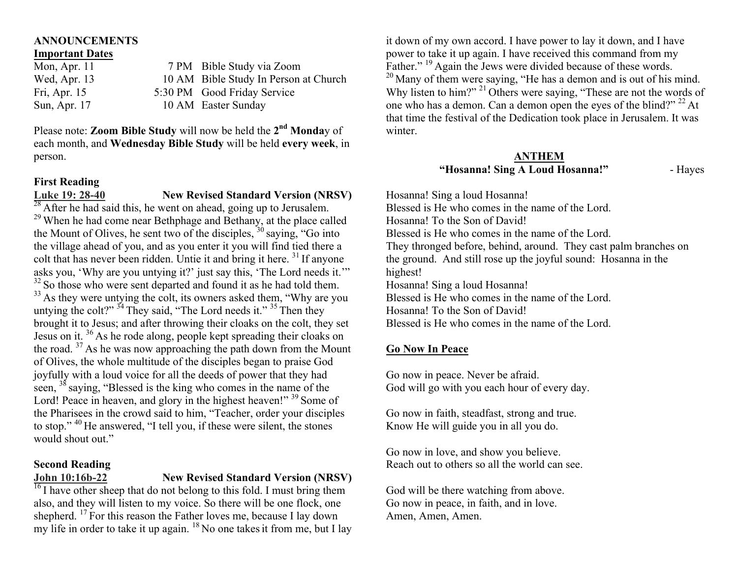## ANNOUNCEMENTS

**Important Dates**

| | | |
|---|---|---|
| Mon, Apr. 11 | 7 PM | Bible Study via Zoom |
| Wed, Apr. 13 | 10 AM | Bible Study In Person at Church |
| Fri, Apr. 15 | 5:30 PM | Good Friday Service |
| Sun, Apr. 17 | 10 AM | Easter Sunday |

Please note: **Zoom Bible Study** will now be held the **2nd Monda**y of each month, and **Wednesday Bible Study** will be held **every week**, in person.

### First Reading

**Luke 19: 28-40** **New Revised Standard Version (NRSV)**

28 After he had said this, he went on ahead, going up to Jerusalem. 29 When he had come near Bethphage and Bethany, at the place called the Mount of Olives, he sent two of the disciples, 30 saying, "Go into the village ahead of you, and as you enter it you will find tied there a colt that has never been ridden. Untie it and bring it here. 31 If anyone asks you, 'Why are you untying it?' just say this, 'The Lord needs it.'" 32 So those who were sent departed and found it as he had told them. 33 As they were untying the colt, its owners asked them, "Why are you untying the colt?" 34 They said, "The Lord needs it." 35 Then they brought it to Jesus; and after throwing their cloaks on the colt, they set Jesus on it. 36 As he rode along, people kept spreading their cloaks on the road. 37 As he was now approaching the path down from the Mount of Olives, the whole multitude of the disciples began to praise God joyfully with a loud voice for all the deeds of power that they had seen, 38 saying, "Blessed is the king who comes in the name of the Lord! Peace in heaven, and glory in the highest heaven!" 39 Some of the Pharisees in the crowd said to him, "Teacher, order your disciples to stop." 40 He answered, "I tell you, if these were silent, the stones would shout out."

### Second Reading

**John 10:16b-22** **New Revised Standard Version (NRSV)**

16 I have other sheep that do not belong to this fold. I must bring them also, and they will listen to my voice. So there will be one flock, one shepherd. 17 For this reason the Father loves me, because I lay down my life in order to take it up again. 18 No one takes it from me, but I lay it down of my own accord. I have power to lay it down, and I have power to take it up again. I have received this command from my Father." 19 Again the Jews were divided because of these words. 20 Many of them were saying, "He has a demon and is out of his mind. Why listen to him?" 21 Others were saying, "These are not the words of one who has a demon. Can a demon open the eyes of the blind?" 22 At that time the festival of the Dedication took place in Jerusalem. It was winter.

### ANTHEM

**"Hosanna! Sing A Loud Hosanna!"** - Hayes

Hosanna! Sing a loud Hosanna!
Blessed is He who comes in the name of the Lord.
Hosanna! To the Son of David!
Blessed is He who comes in the name of the Lord.
They thronged before, behind, around. They cast palm branches on the ground. And still rose up the joyful sound: Hosanna in the highest!
Hosanna! Sing a loud Hosanna!
Blessed is He who comes in the name of the Lord.
Hosanna! To the Son of David!
Blessed is He who comes in the name of the Lord.

### Go Now In Peace

Go now in peace. Never be afraid.
God will go with you each hour of every day.

Go now in faith, steadfast, strong and true.
Know He will guide you in all you do.

Go now in love, and show you believe.
Reach out to others so all the world can see.

God will be there watching from above.
Go now in peace, in faith, and in love.
Amen, Amen, Amen.